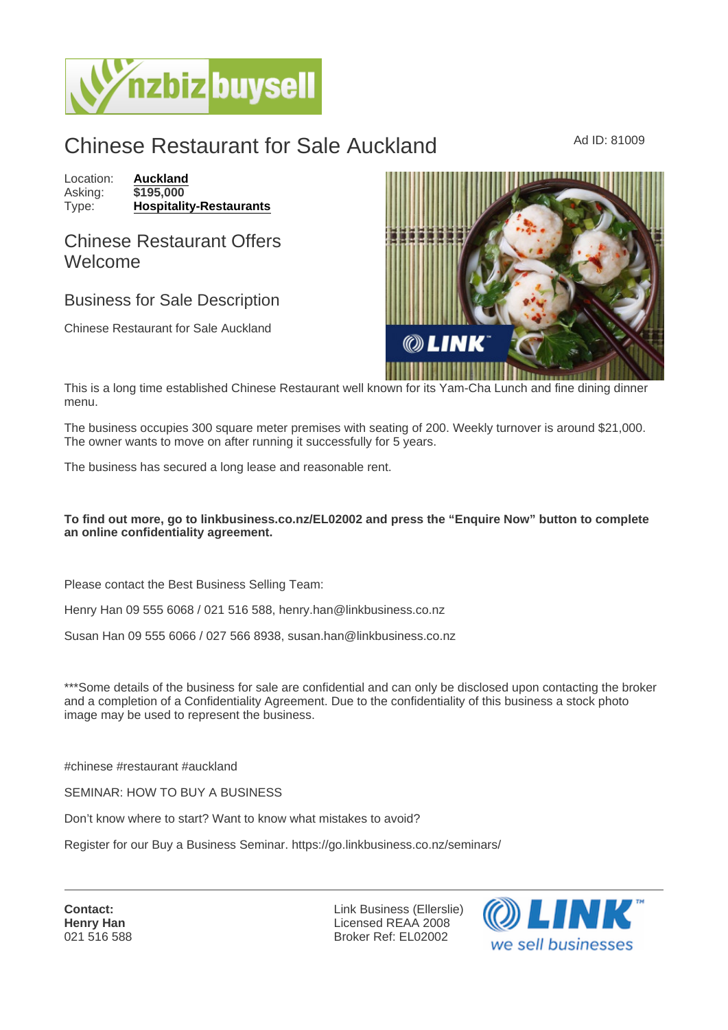# Chinese Restaurant for Sale Auckland

Ad ID: 81009

Location: **Auckland**
Asking: **$195,000**
Type: **Hospitality-Restaurants**

## Chinese Restaurant Offers Welcome

## Business for Sale Description

Chinese Restaurant for Sale Auckland

This is a long time established Chinese Restaurant well known for its Yam-Cha Lunch and fine dining dinner menu.

The business occupies 300 square meter premises with seating of 200. Weekly turnover is around $21,000. The owner wants to move on after running it successfully for 5 years.

The business has secured a long lease and reasonable rent.

**To find out more, go to linkbusiness.co.nz/EL02002 and press the "Enquire Now" button to complete an online confidentiality agreement.**

Please contact the Best Business Selling Team:

Henry Han 09 555 6068 / 021 516 588, henry.han@linkbusiness.co.nz

Susan Han 09 555 6066 / 027 566 8938, susan.han@linkbusiness.co.nz

***Some details of the business for sale are confidential and can only be disclosed upon contacting the broker and a completion of a Confidentiality Agreement. Due to the confidentiality of this business a stock photo image may be used to represent the business.

#chinese #restaurant #auckland

SEMINAR: HOW TO BUY A BUSINESS

Don't know where to start? Want to know what mistakes to avoid?

Register for our Buy a Business Seminar. https://go.linkbusiness.co.nz/seminars/

---

**Contact:**
**Henry Han**
021 516 588

Link Business (Ellerslie)
Licensed REAA 2008
Broker Ref: EL02002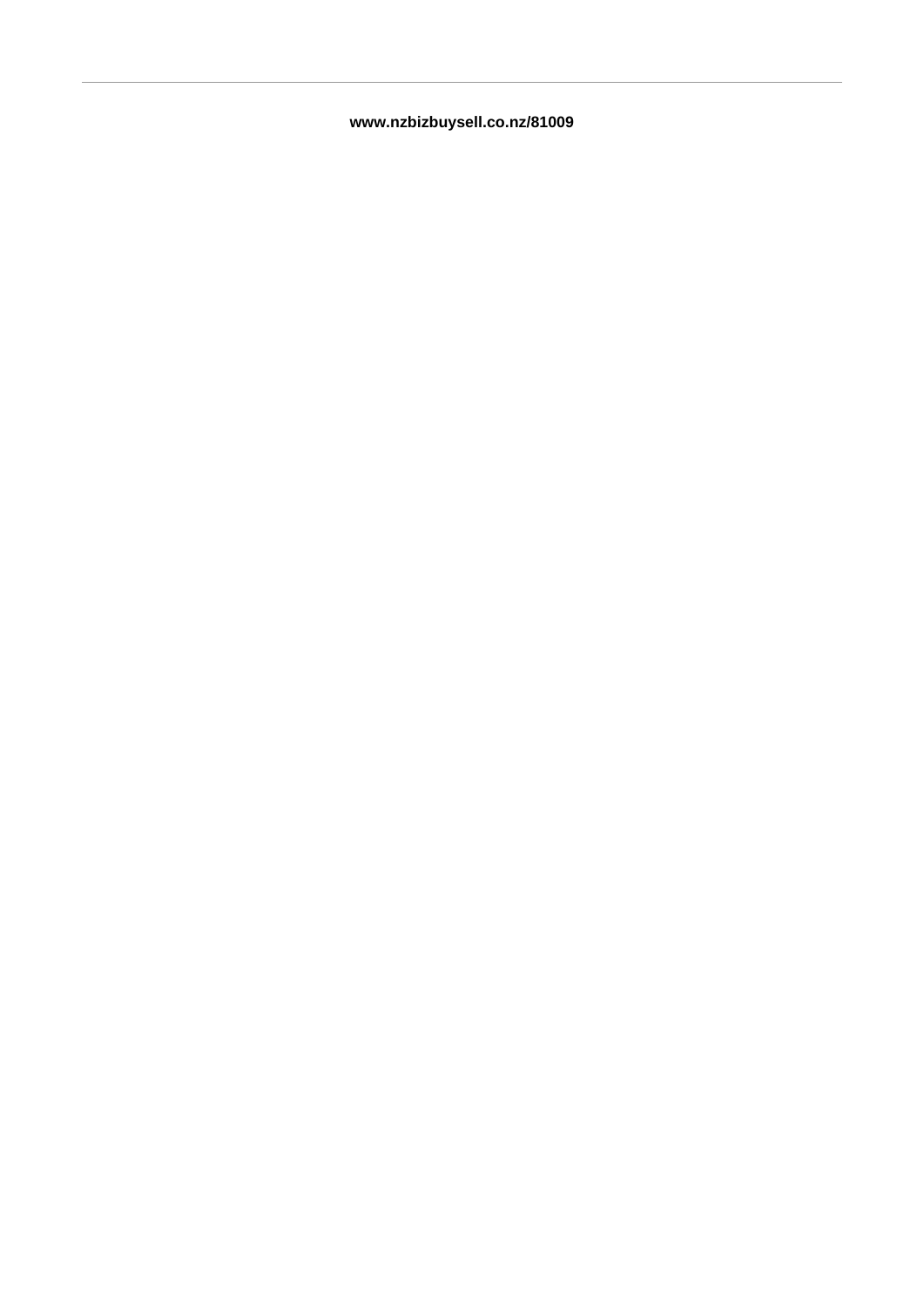www.nzbizbuysell.co.nz/81009